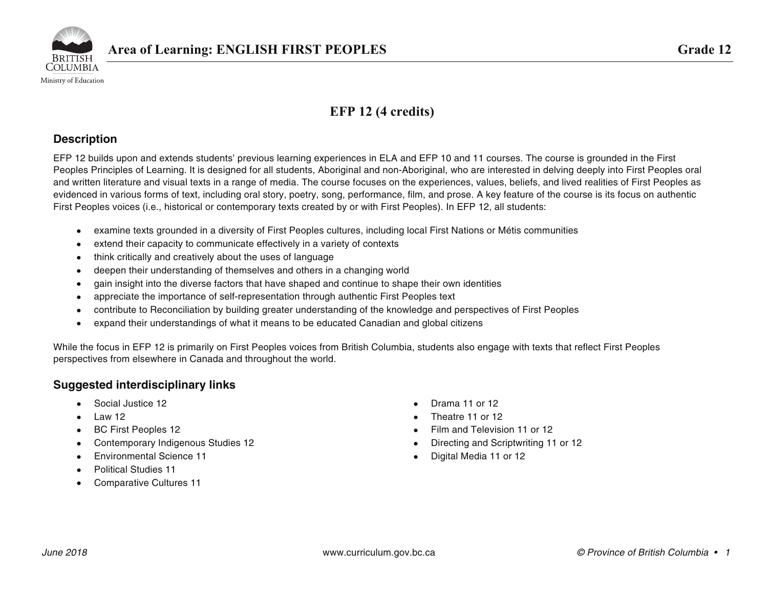# Area of Learning: ENGLISH FIRST PEOPLES — Grade 12

## EFP 12 (4 credits)

### Description

EFP 12 builds upon and extends students' previous learning experiences in ELA and EFP 10 and 11 courses. The course is grounded in the First Peoples Principles of Learning. It is designed for all students, Aboriginal and non-Aboriginal, who are interested in delving deeply into First Peoples oral and written literature and visual texts in a range of media. The course focuses on the experiences, values, beliefs, and lived realities of First Peoples as evidenced in various forms of text, including oral story, poetry, song, performance, film, and prose. A key feature of the course is its focus on authentic First Peoples voices (i.e., historical or contemporary texts created by or with First Peoples). In EFP 12, all students:

- examine texts grounded in a diversity of First Peoples cultures, including local First Nations or Métis communities
- extend their capacity to communicate effectively in a variety of contexts
- think critically and creatively about the uses of language
- deepen their understanding of themselves and others in a changing world
- gain insight into the diverse factors that have shaped and continue to shape their own identities
- appreciate the importance of self-representation through authentic First Peoples text
- contribute to Reconciliation by building greater understanding of the knowledge and perspectives of First Peoples
- expand their understandings of what it means to be educated Canadian and global citizens

While the focus in EFP 12 is primarily on First Peoples voices from British Columbia, students also engage with texts that reflect First Peoples perspectives from elsewhere in Canada and throughout the world.

### Suggested interdisciplinary links

- Social Justice 12
- Law 12
- BC First Peoples 12
- Contemporary Indigenous Studies 12
- Environmental Science 11
- Political Studies 11
- Comparative Cultures 11
- Drama 11 or 12
- Theatre 11 or 12
- Film and Television 11 or 12
- Directing and Scriptwriting 11 or 12
- Digital Media 11 or 12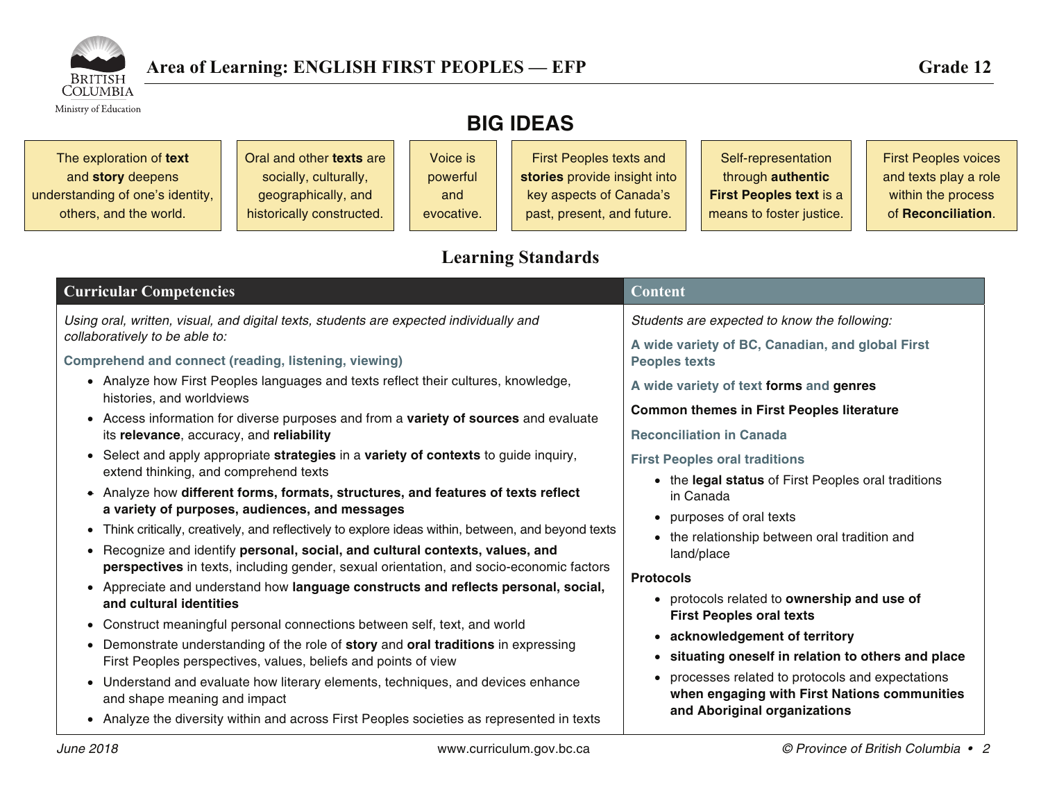# Area of Learning: ENGLISH FIRST PEOPLES — EFP

**Grade 12**

## BIG IDEAS

| The exploration of **text** and **story** deepens understanding of one's identity, others, and the world. | Oral and other **texts** are socially, culturally, geographically, and historically constructed. | Voice is powerful and evocative. | First Peoples texts and **stories** provide insight into key aspects of Canada's past, present, and future. | Self-representation through **authentic First Peoples text** is a means to foster justice. | First Peoples voices and texts play a role within the process of **Reconciliation**. |
|---|---|---|---|---|---|

## Learning Standards

### Curricular Competencies

*Using oral, written, visual, and digital texts, students are expected individually and collaboratively to be able to:*

**Comprehend and connect (reading, listening, viewing)**

- Analyze how First Peoples languages and texts reflect their cultures, knowledge, histories, and worldviews
- Access information for diverse purposes and from a **variety of sources** and evaluate its **relevance**, accuracy, and **reliability**
- Select and apply appropriate **strategies** in a **variety of contexts** to guide inquiry, extend thinking, and comprehend texts
- Analyze how **different forms, formats, structures, and features of texts reflect a variety of purposes, audiences, and messages**
- Think critically, creatively, and reflectively to explore ideas within, between, and beyond texts
- Recognize and identify **personal, social, and cultural contexts, values, and perspectives** in texts, including gender, sexual orientation, and socio-economic factors
- Appreciate and understand how **language constructs and reflects personal, social, and cultural identities**
- Construct meaningful personal connections between self, text, and world
- Demonstrate understanding of the role of **story** and **oral traditions** in expressing First Peoples perspectives, values, beliefs and points of view
- Understand and evaluate how literary elements, techniques, and devices enhance and shape meaning and impact
- Analyze the diversity within and across First Peoples societies as represented in texts

### Content

*Students are expected to know the following:*

**A wide variety of BC, Canadian, and global First Peoples texts**

**A wide variety of text forms and genres**

**Common themes in First Peoples literature**

**Reconciliation in Canada**

**First Peoples oral traditions**

- the **legal status** of First Peoples oral traditions in Canada
- purposes of oral texts
- the relationship between oral tradition and land/place

**Protocols**

- protocols related to **ownership and use of First Peoples oral texts**
- **acknowledgement of territory**
- **situating oneself in relation to others and place**
- processes related to protocols and expectations **when engaging with First Nations communities and Aboriginal organizations**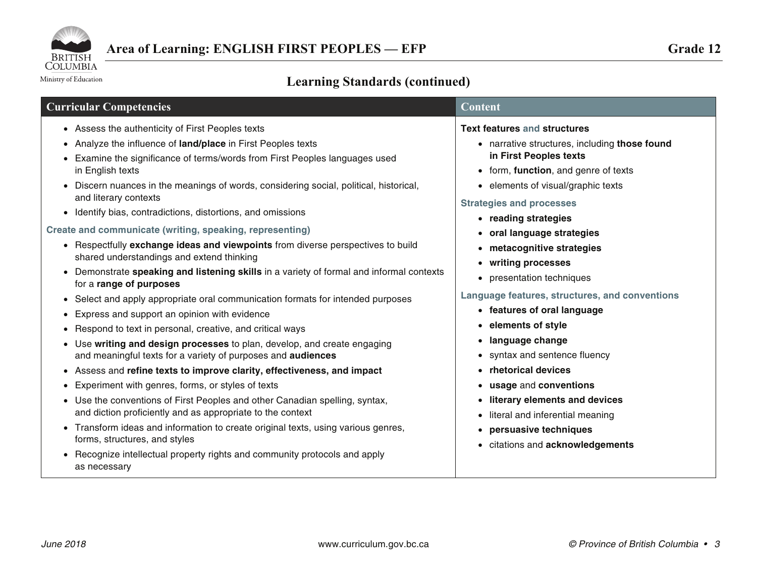## Area of Learning: ENGLISH FIRST PEOPLES — EFP

**Grade 12**

### Learning Standards (continued)

#### Curricular Competencies

- Assess the authenticity of First Peoples texts
- Analyze the influence of **land/place** in First Peoples texts
- Examine the significance of terms/words from First Peoples languages used in English texts
- Discern nuances in the meanings of words, considering social, political, historical, and literary contexts
- Identify bias, contradictions, distortions, and omissions

**Create and communicate (writing, speaking, representing)**

- Respectfully **exchange ideas and viewpoints** from diverse perspectives to build shared understandings and extend thinking
- Demonstrate **speaking and listening skills** in a variety of formal and informal contexts for a **range of purposes**
- Select and apply appropriate oral communication formats for intended purposes
- Express and support an opinion with evidence
- Respond to text in personal, creative, and critical ways
- Use **writing and design processes** to plan, develop, and create engaging and meaningful texts for a variety of purposes and **audiences**
- Assess and **refine texts to improve clarity, effectiveness, and impact**
- Experiment with genres, forms, or styles of texts
- Use the conventions of First Peoples and other Canadian spelling, syntax, and diction proficiently and as appropriate to the context
- Transform ideas and information to create original texts, using various genres, forms, structures, and styles
- Recognize intellectual property rights and community protocols and apply as necessary

#### Content

**Text features** and **structures**

- narrative structures, including **those found in First Peoples texts**
- form, **function**, and genre of texts
- elements of visual/graphic texts

**Strategies and processes**

- **reading strategies**
- **oral language strategies**
- **metacognitive strategies**
- **writing processes**
- presentation techniques

**Language features, structures, and conventions**

- **features of oral language**
- **elements of style**
- **language change**
- syntax and sentence fluency
- **rhetorical devices**
- **usage** and **conventions**
- **literary elements and devices**
- literal and inferential meaning
- **persuasive techniques**
- citations and **acknowledgements**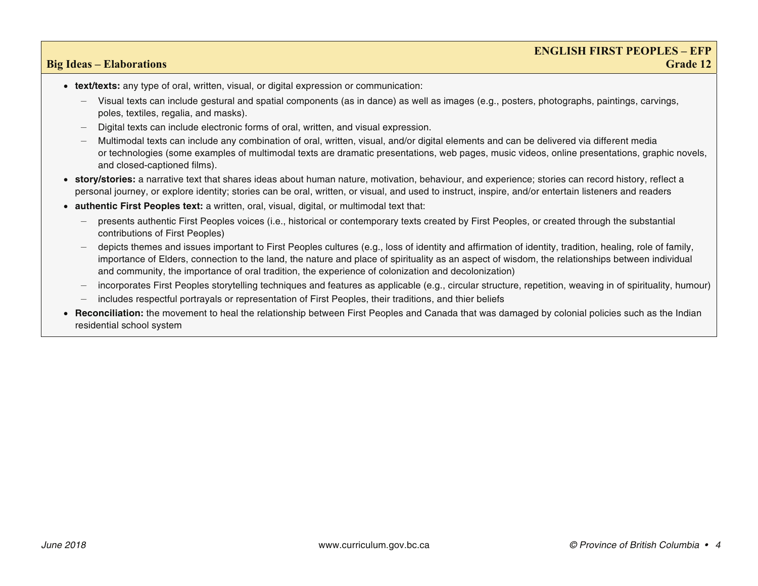## Big Ideas – Elaborations

**ENGLISH FIRST PEOPLES – EFP**
**Grade 12**

- **text/texts:** any type of oral, written, visual, or digital expression or communication:
  - Visual texts can include gestural and spatial components (as in dance) as well as images (e.g., posters, photographs, paintings, carvings, poles, textiles, regalia, and masks).
  - Digital texts can include electronic forms of oral, written, and visual expression.
  - Multimodal texts can include any combination of oral, written, visual, and/or digital elements and can be delivered via different media or technologies (some examples of multimodal texts are dramatic presentations, web pages, music videos, online presentations, graphic novels, and closed-captioned films).
- **story/stories:** a narrative text that shares ideas about human nature, motivation, behaviour, and experience; stories can record history, reflect a personal journey, or explore identity; stories can be oral, written, or visual, and used to instruct, inspire, and/or entertain listeners and readers
- **authentic First Peoples text:** a written, oral, visual, digital, or multimodal text that:
  - presents authentic First Peoples voices (i.e., historical or contemporary texts created by First Peoples, or created through the substantial contributions of First Peoples)
  - depicts themes and issues important to First Peoples cultures (e.g., loss of identity and affirmation of identity, tradition, healing, role of family, importance of Elders, connection to the land, the nature and place of spirituality as an aspect of wisdom, the relationships between individual and community, the importance of oral tradition, the experience of colonization and decolonization)
  - incorporates First Peoples storytelling techniques and features as applicable (e.g., circular structure, repetition, weaving in of spirituality, humour)
  - includes respectful portrayals or representation of First Peoples, their traditions, and thier beliefs
- **Reconciliation:** the movement to heal the relationship between First Peoples and Canada that was damaged by colonial policies such as the Indian residential school system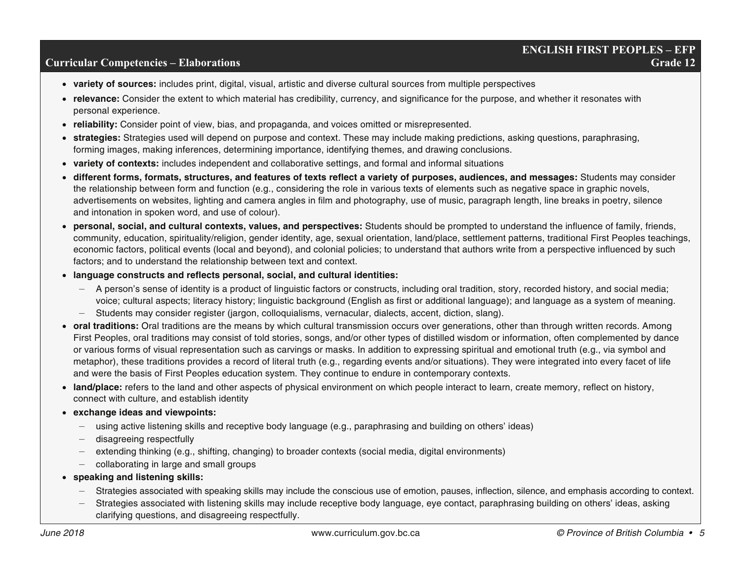## Curricular Competencies – Elaborations

- **variety of sources:** includes print, digital, visual, artistic and diverse cultural sources from multiple perspectives
- **relevance:** Consider the extent to which material has credibility, currency, and significance for the purpose, and whether it resonates with personal experience.
- **reliability:** Consider point of view, bias, and propaganda, and voices omitted or misrepresented.
- **strategies:** Strategies used will depend on purpose and context. These may include making predictions, asking questions, paraphrasing, forming images, making inferences, determining importance, identifying themes, and drawing conclusions.
- **variety of contexts:** includes independent and collaborative settings, and formal and informal situations
- **different forms, formats, structures, and features of texts reflect a variety of purposes, audiences, and messages:** Students may consider the relationship between form and function (e.g., considering the role in various texts of elements such as negative space in graphic novels, advertisements on websites, lighting and camera angles in film and photography, use of music, paragraph length, line breaks in poetry, silence and intonation in spoken word, and use of colour).
- **personal, social, and cultural contexts, values, and perspectives:** Students should be prompted to understand the influence of family, friends, community, education, spirituality/religion, gender identity, age, sexual orientation, land/place, settlement patterns, traditional First Peoples teachings, economic factors, political events (local and beyond), and colonial policies; to understand that authors write from a perspective influenced by such factors; and to understand the relationship between text and context.
- **language constructs and reflects personal, social, and cultural identities:**
  - A person's sense of identity is a product of linguistic factors or constructs, including oral tradition, story, recorded history, and social media; voice; cultural aspects; literacy history; linguistic background (English as first or additional language); and language as a system of meaning.
  - Students may consider register (jargon, colloquialisms, vernacular, dialects, accent, diction, slang).
- **oral traditions:** Oral traditions are the means by which cultural transmission occurs over generations, other than through written records. Among First Peoples, oral traditions may consist of told stories, songs, and/or other types of distilled wisdom or information, often complemented by dance or various forms of visual representation such as carvings or masks. In addition to expressing spiritual and emotional truth (e.g., via symbol and metaphor), these traditions provides a record of literal truth (e.g., regarding events and/or situations). They were integrated into every facet of life and were the basis of First Peoples education system. They continue to endure in contemporary contexts.
- **land/place:** refers to the land and other aspects of physical environment on which people interact to learn, create memory, reflect on history, connect with culture, and establish identity
- **exchange ideas and viewpoints:**
  - using active listening skills and receptive body language (e.g., paraphrasing and building on others' ideas)
  - disagreeing respectfully
  - extending thinking (e.g., shifting, changing) to broader contexts (social media, digital environments)
  - collaborating in large and small groups
- **speaking and listening skills:**
  - Strategies associated with speaking skills may include the conscious use of emotion, pauses, inflection, silence, and emphasis according to context.
  - Strategies associated with listening skills may include receptive body language, eye contact, paraphrasing building on others' ideas, asking clarifying questions, and disagreeing respectfully.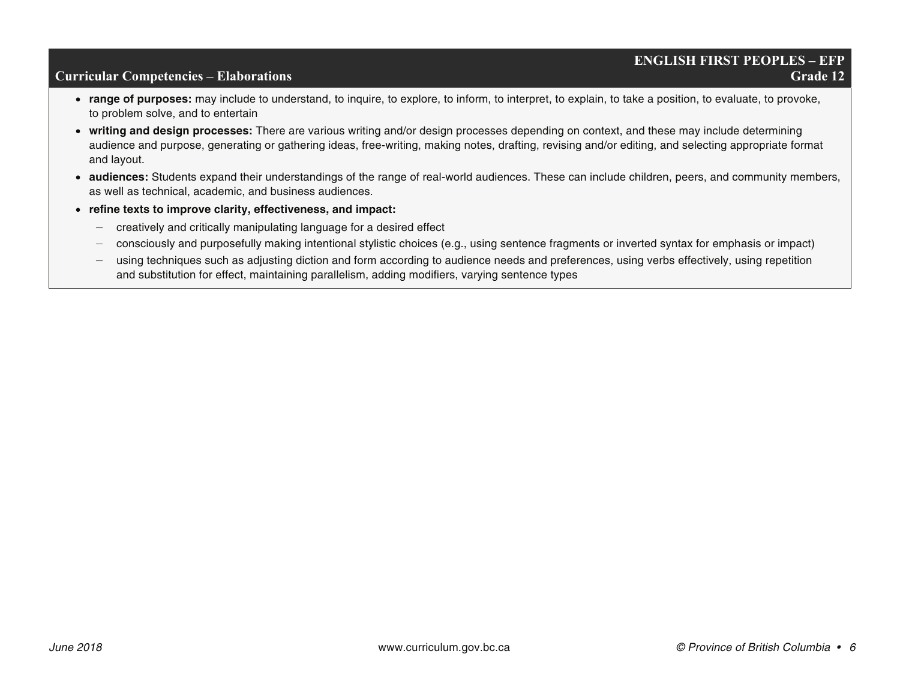- **range of purposes:** may include to understand, to inquire, to explore, to inform, to interpret, to explain, to take a position, to evaluate, to provoke, to problem solve, and to entertain
- **writing and design processes:** There are various writing and/or design processes depending on context, and these may include determining audience and purpose, generating or gathering ideas, free-writing, making notes, drafting, revising and/or editing, and selecting appropriate format and layout.
- **audiences:** Students expand their understandings of the range of real-world audiences. These can include children, peers, and community members, as well as technical, academic, and business audiences.
- **refine texts to improve clarity, effectiveness, and impact:**
  - creatively and critically manipulating language for a desired effect
  - consciously and purposefully making intentional stylistic choices (e.g., using sentence fragments or inverted syntax for emphasis or impact)
  - using techniques such as adjusting diction and form according to audience needs and preferences, using verbs effectively, using repetition and substitution for effect, maintaining parallelism, adding modifiers, varying sentence types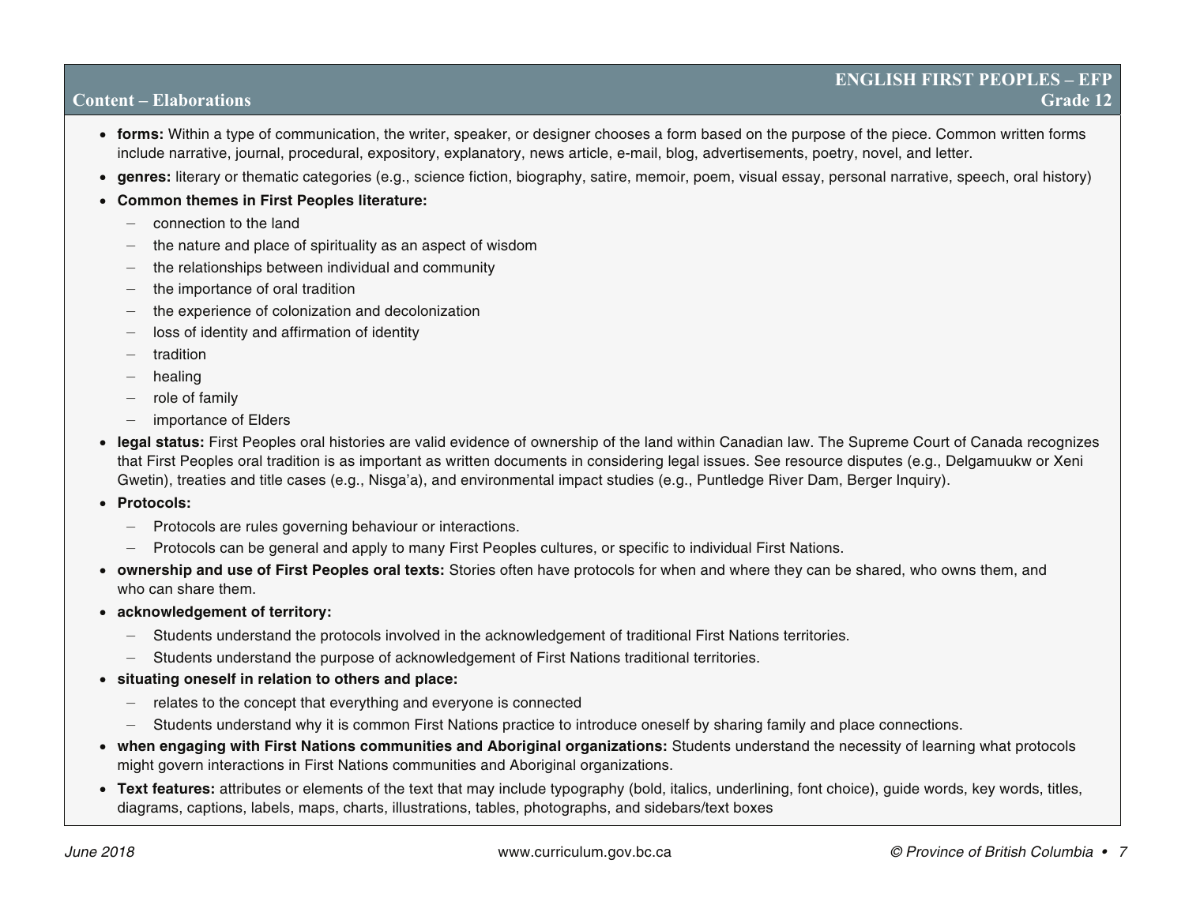## Content – Elaborations

- **forms:** Within a type of communication, the writer, speaker, or designer chooses a form based on the purpose of the piece. Common written forms include narrative, journal, procedural, expository, explanatory, news article, e-mail, blog, advertisements, poetry, novel, and letter.
- **genres:** literary or thematic categories (e.g., science fiction, biography, satire, memoir, poem, visual essay, personal narrative, speech, oral history)
- **Common themes in First Peoples literature:**
  - connection to the land
  - the nature and place of spirituality as an aspect of wisdom
  - the relationships between individual and community
  - the importance of oral tradition
  - the experience of colonization and decolonization
  - loss of identity and affirmation of identity
  - tradition
  - healing
  - role of family
  - importance of Elders
- **legal status:** First Peoples oral histories are valid evidence of ownership of the land within Canadian law. The Supreme Court of Canada recognizes that First Peoples oral tradition is as important as written documents in considering legal issues. See resource disputes (e.g., Delgamuukw or Xeni Gwetin), treaties and title cases (e.g., Nisga'a), and environmental impact studies (e.g., Puntledge River Dam, Berger Inquiry).
- **Protocols:**
  - Protocols are rules governing behaviour or interactions.
  - Protocols can be general and apply to many First Peoples cultures, or specific to individual First Nations.
- **ownership and use of First Peoples oral texts:** Stories often have protocols for when and where they can be shared, who owns them, and who can share them.
- **acknowledgement of territory:**
  - Students understand the protocols involved in the acknowledgement of traditional First Nations territories.
  - Students understand the purpose of acknowledgement of First Nations traditional territories.
- **situating oneself in relation to others and place:**
  - relates to the concept that everything and everyone is connected
  - Students understand why it is common First Nations practice to introduce oneself by sharing family and place connections.
- **when engaging with First Nations communities and Aboriginal organizations:** Students understand the necessity of learning what protocols might govern interactions in First Nations communities and Aboriginal organizations.
- **Text features:** attributes or elements of the text that may include typography (bold, italics, underlining, font choice), guide words, key words, titles, diagrams, captions, labels, maps, charts, illustrations, tables, photographs, and sidebars/text boxes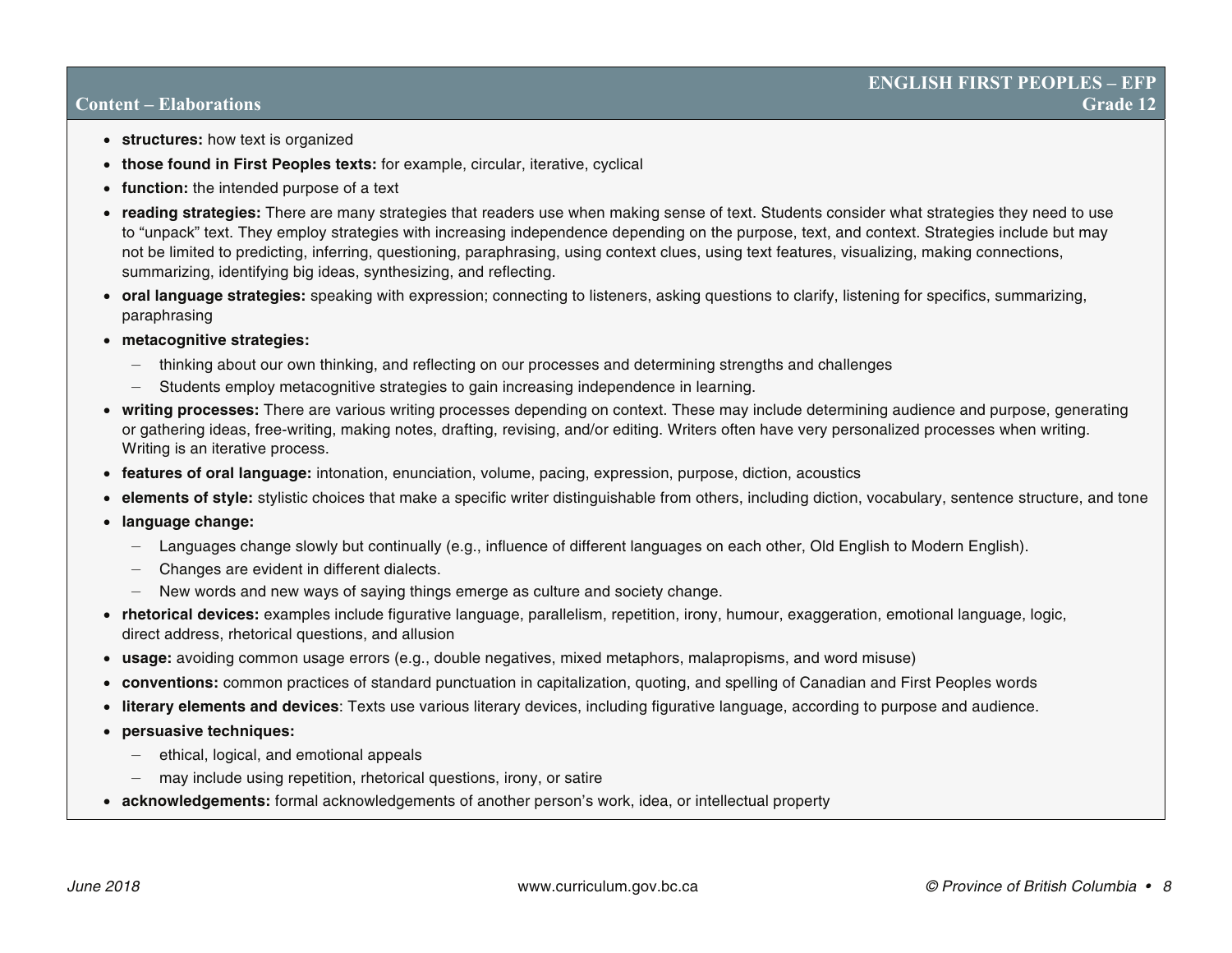## Content – Elaborations

- **structures:** how text is organized
- **those found in First Peoples texts:** for example, circular, iterative, cyclical
- **function:** the intended purpose of a text
- **reading strategies:** There are many strategies that readers use when making sense of text. Students consider what strategies they need to use to "unpack" text. They employ strategies with increasing independence depending on the purpose, text, and context. Strategies include but may not be limited to predicting, inferring, questioning, paraphrasing, using context clues, using text features, visualizing, making connections, summarizing, identifying big ideas, synthesizing, and reflecting.
- **oral language strategies:** speaking with expression; connecting to listeners, asking questions to clarify, listening for specifics, summarizing, paraphrasing
- **metacognitive strategies:**
  - thinking about our own thinking, and reflecting on our processes and determining strengths and challenges
  - Students employ metacognitive strategies to gain increasing independence in learning.
- **writing processes:** There are various writing processes depending on context. These may include determining audience and purpose, generating or gathering ideas, free-writing, making notes, drafting, revising, and/or editing. Writers often have very personalized processes when writing. Writing is an iterative process.
- **features of oral language:** intonation, enunciation, volume, pacing, expression, purpose, diction, acoustics
- **elements of style:** stylistic choices that make a specific writer distinguishable from others, including diction, vocabulary, sentence structure, and tone
- **language change:**
  - Languages change slowly but continually (e.g., influence of different languages on each other, Old English to Modern English).
  - Changes are evident in different dialects.
  - New words and new ways of saying things emerge as culture and society change.
- **rhetorical devices:** examples include figurative language, parallelism, repetition, irony, humour, exaggeration, emotional language, logic, direct address, rhetorical questions, and allusion
- **usage:** avoiding common usage errors (e.g., double negatives, mixed metaphors, malapropisms, and word misuse)
- **conventions:** common practices of standard punctuation in capitalization, quoting, and spelling of Canadian and First Peoples words
- **literary elements and devices**: Texts use various literary devices, including figurative language, according to purpose and audience.
- **persuasive techniques:**
  - ethical, logical, and emotional appeals
  - may include using repetition, rhetorical questions, irony, or satire
- **acknowledgements:** formal acknowledgements of another person's work, idea, or intellectual property